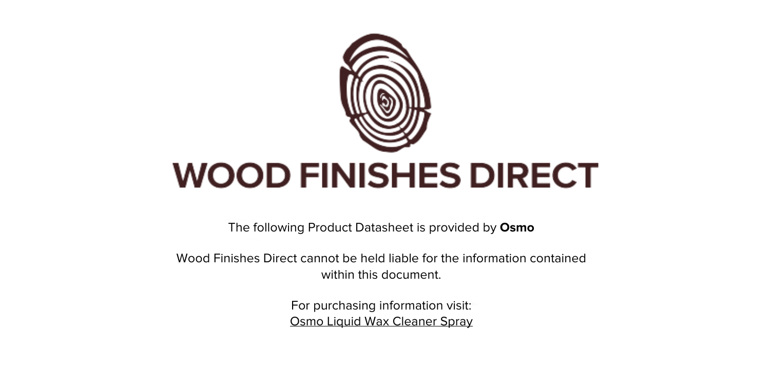# WOOD FINISHES DIRECT

The following Product Datasheet is provided by **Osmo**

Wood Finishes Direct cannot be held liable for the information contained within this document.

For purchasing information visit:
Osmo Liquid Wax Cleaner Spray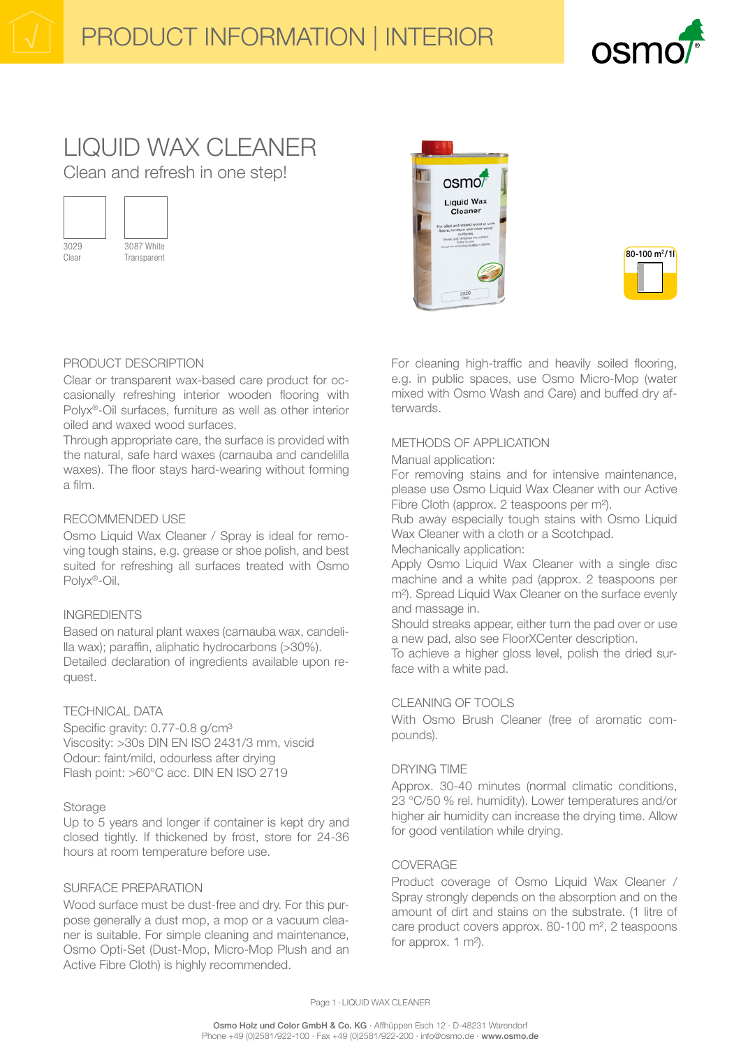# LIQUID WAX CLEANER

Clean and refresh in one step!

3029 Clear

3087 White Transparent

80-100 m²/1l

## PRODUCT DESCRIPTION

Clear or transparent wax-based care product for occasionally refreshing interior wooden flooring with Polyx®-Oil surfaces, furniture as well as other interior oiled and waxed wood surfaces.

Through appropriate care, the surface is provided with the natural, safe hard waxes (carnauba and candelilla waxes). The floor stays hard-wearing without forming a film.

## RECOMMENDED USE

Osmo Liquid Wax Cleaner / Spray is ideal for removing tough stains, e.g. grease or shoe polish, and best suited for refreshing all surfaces treated with Osmo Polyx®-Oil.

## INGREDIENTS

Based on natural plant waxes (carnauba wax, candelilla wax); paraffin, aliphatic hydrocarbons (>30%).
Detailed declaration of ingredients available upon request.

## TECHNICAL DATA

Specific gravity: 0.77-0.8 g/cm³
Viscosity: >30s DIN EN ISO 2431/3 mm, viscid
Odour: faint/mild, odourless after drying
Flash point: >60°C acc. DIN EN ISO 2719

### Storage

Up to 5 years and longer if container is kept dry and closed tightly. If thickened by frost, store for 24-36 hours at room temperature before use.

## SURFACE PREPARATION

Wood surface must be dust-free and dry. For this purpose generally a dust mop, a mop or a vacuum cleaner is suitable. For simple cleaning and maintenance, Osmo Opti-Set (Dust-Mop, Micro-Mop Plush and an Active Fibre Cloth) is highly recommended.

For cleaning high-traffic and heavily soiled flooring, e.g. in public spaces, use Osmo Micro-Mop (water mixed with Osmo Wash and Care) and buffed dry afterwards.

## METHODS OF APPLICATION

Manual application:
For removing stains and for intensive maintenance, please use Osmo Liquid Wax Cleaner with our Active Fibre Cloth (approx. 2 teaspoons per m²).
Rub away especially tough stains with Osmo Liquid Wax Cleaner with a cloth or a Scotchpad.
Mechanically application:
Apply Osmo Liquid Wax Cleaner with a single disc machine and a white pad (approx. 2 teaspoons per m²). Spread Liquid Wax Cleaner on the surface evenly and massage in.
Should streaks appear, either turn the pad over or use a new pad, also see FloorXCenter description.
To achieve a higher gloss level, polish the dried surface with a white pad.

## CLEANING OF TOOLS

With Osmo Brush Cleaner (free of aromatic compounds).

## DRYING TIME

Approx. 30-40 minutes (normal climatic conditions, 23 °C/50 % rel. humidity). Lower temperatures and/or higher air humidity can increase the drying time. Allow for good ventilation while drying.

## COVERAGE

Product coverage of Osmo Liquid Wax Cleaner / Spray strongly depends on the absorption and on the amount of dirt and stains on the substrate. (1 litre of care product covers approx. 80-100 m², 2 teaspoons for approx. 1 m²).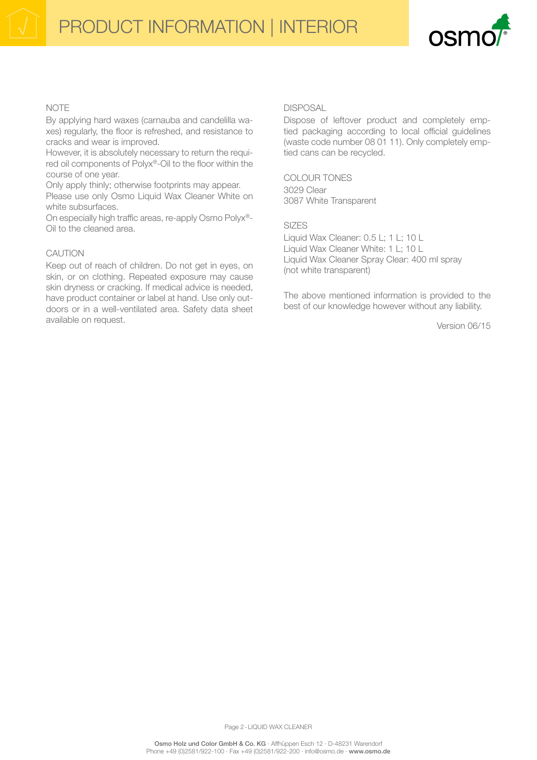## NOTE

By applying hard waxes (carnauba and candelilla waxes) regularly, the floor is refreshed, and resistance to cracks and wear is improved.

However, it is absolutely necessary to return the required oil components of Polyx®-Oil to the floor within the course of one year.

Only apply thinly; otherwise footprints may appear.

Please use only Osmo Liquid Wax Cleaner White on white subsurfaces.

On especially high traffic areas, re-apply Osmo Polyx®-Oil to the cleaned area.

## CAUTION

Keep out of reach of children. Do not get in eyes, on skin, or on clothing. Repeated exposure may cause skin dryness or cracking. If medical advice is needed, have product container or label at hand. Use only outdoors or in a well-ventilated area. Safety data sheet available on request.

## DISPOSAL

Dispose of leftover product and completely emptied packaging according to local official guidelines (waste code number 08 01 11). Only completely emptied cans can be recycled.

## COLOUR TONES

3029 Clear
3087 White Transparent

## SIZES

Liquid Wax Cleaner: 0.5 L; 1 L; 10 L
Liquid Wax Cleaner White: 1 L; 10 L
Liquid Wax Cleaner Spray Clear: 400 ml spray
(not white transparent)

The above mentioned information is provided to the best of our knowledge however without any liability.

Version 06/15